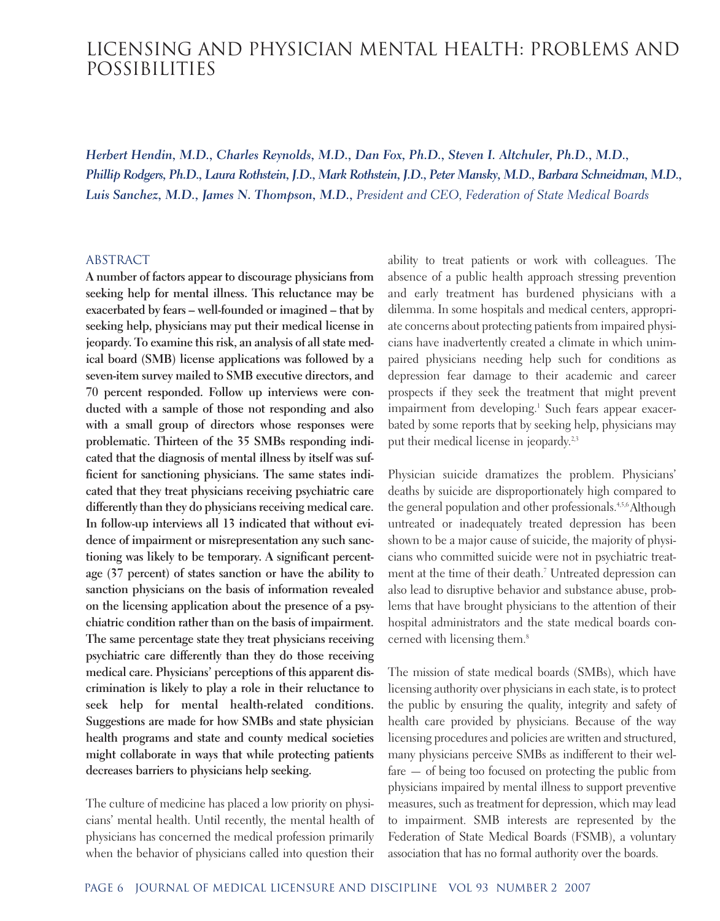# LICENSING AND PHYSICIAN MENTAL HEALTH: PROBLEMS AND POSSIBILITIES

***Herbert Hendin, M.D., Charles Reynolds, M.D., Dan Fox, Ph.D., Steven I. Altchuler, Ph.D., M.D., Phillip Rodgers, Ph.D., Laura Rothstein, J.D., Mark Rothstein, J.D., Peter Mansky, M.D., Barbara Schneidman, M.D., Luis Sanchez, M.D., James N. Thompson, M.D.,*** *President and CEO, Federation of State Medical Boards*

## ABSTRACT

**A number of factors appear to discourage physicians from seeking help for mental illness. This reluctance may be exacerbated by fears – well-founded or imagined – that by seeking help, physicians may put their medical license in jeopardy. To examine this risk, an analysis of all state medical board (SMB) license applications was followed by a seven-item survey mailed to SMB executive directors, and 70 percent responded. Follow up interviews were conducted with a sample of those not responding and also with a small group of directors whose responses were problematic. Thirteen of the 35 SMBs responding indicated that the diagnosis of mental illness by itself was sufficient for sanctioning physicians. The same states indicated that they treat physicians receiving psychiatric care differently than they do physicians receiving medical care. In follow-up interviews all 13 indicated that without evidence of impairment or misrepresentation any such sanctioning was likely to be temporary. A significant percentage (37 percent) of states sanction or have the ability to sanction physicians on the basis of information revealed on the licensing application about the presence of a psychiatric condition rather than on the basis of impairment. The same percentage state they treat physicians receiving psychiatric care differently than they do those receiving medical care. Physicians' perceptions of this apparent discrimination is likely to play a role in their reluctance to seek help for mental health-related conditions. Suggestions are made for how SMBs and state physician health programs and state and county medical societies might collaborate in ways that while protecting patients decreases barriers to physicians help seeking.**

The culture of medicine has placed a low priority on physicians' mental health. Until recently, the mental health of physicians has concerned the medical profession primarily when the behavior of physicians called into question their ability to treat patients or work with colleagues. The absence of a public health approach stressing prevention and early treatment has burdened physicians with a dilemma. In some hospitals and medical centers, appropriate concerns about protecting patients from impaired physicians have inadvertently created a climate in which unimpaired physicians needing help such for conditions as depression fear damage to their academic and career prospects if they seek the treatment that might prevent impairment from developing.[1] Such fears appear exacerbated by some reports that by seeking help, physicians may put their medical license in jeopardy.[2,3]

Physician suicide dramatizes the problem. Physicians' deaths by suicide are disproportionately high compared to the general population and other professionals.[4,5,6] Although untreated or inadequately treated depression has been shown to be a major cause of suicide, the majority of physicians who committed suicide were not in psychiatric treatment at the time of their death.[7] Untreated depression can also lead to disruptive behavior and substance abuse, problems that have brought physicians to the attention of their hospital administrators and the state medical boards concerned with licensing them.[8]

The mission of state medical boards (SMBs), which have licensing authority over physicians in each state, is to protect the public by ensuring the quality, integrity and safety of health care provided by physicians. Because of the way licensing procedures and policies are written and structured, many physicians perceive SMBs as indifferent to their welfare — of being too focused on protecting the public from physicians impaired by mental illness to support preventive measures, such as treatment for depression, which may lead to impairment. SMB interests are represented by the Federation of State Medical Boards (FSMB), a voluntary association that has no formal authority over the boards.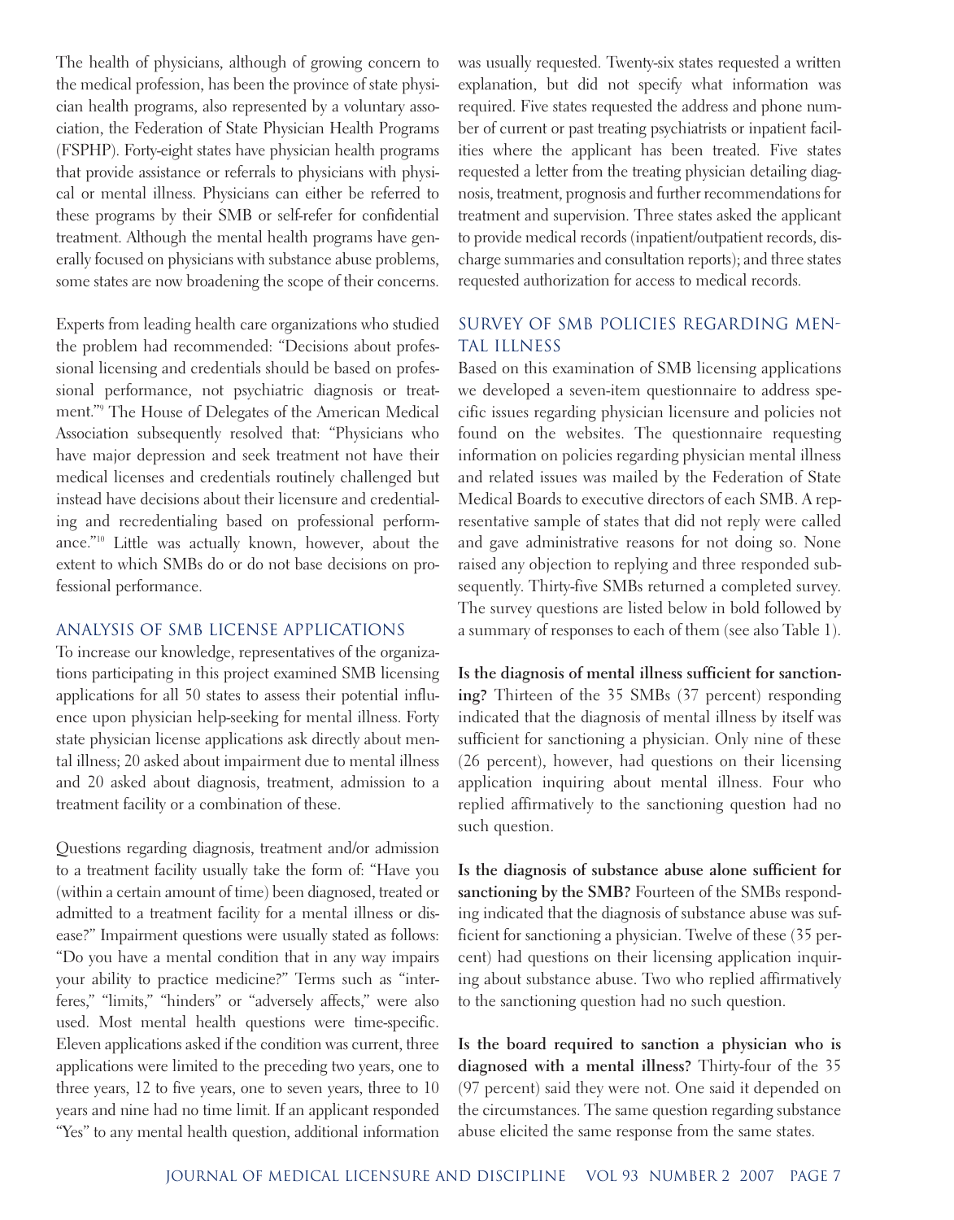The health of physicians, although of growing concern to the medical profession, has been the province of state physician health programs, also represented by a voluntary association, the Federation of State Physician Health Programs (FSPHP). Forty-eight states have physician health programs that provide assistance or referrals to physicians with physical or mental illness. Physicians can either be referred to these programs by their SMB or self-refer for confidential treatment. Although the mental health programs have generally focused on physicians with substance abuse problems, some states are now broadening the scope of their concerns.

Experts from leading health care organizations who studied the problem had recommended: "Decisions about professional licensing and credentials should be based on professional performance, not psychiatric diagnosis or treatment."[9] The House of Delegates of the American Medical Association subsequently resolved that: "Physicians who have major depression and seek treatment not have their medical licenses and credentials routinely challenged but instead have decisions about their licensure and credentialing and recredentialing based on professional performance."[10] Little was actually known, however, about the extent to which SMBs do or do not base decisions on professional performance.

## ANALYSIS OF SMB LICENSE APPLICATIONS

To increase our knowledge, representatives of the organizations participating in this project examined SMB licensing applications for all 50 states to assess their potential influence upon physician help-seeking for mental illness. Forty state physician license applications ask directly about mental illness; 20 asked about impairment due to mental illness and 20 asked about diagnosis, treatment, admission to a treatment facility or a combination of these.

Questions regarding diagnosis, treatment and/or admission to a treatment facility usually take the form of: "Have you (within a certain amount of time) been diagnosed, treated or admitted to a treatment facility for a mental illness or disease?" Impairment questions were usually stated as follows: "Do you have a mental condition that in any way impairs your ability to practice medicine?" Terms such as "interferes," "limits," "hinders" or "adversely affects," were also used. Most mental health questions were time-specific. Eleven applications asked if the condition was current, three applications were limited to the preceding two years, one to three years, 12 to five years, one to seven years, three to 10 years and nine had no time limit. If an applicant responded "Yes" to any mental health question, additional information was usually requested. Twenty-six states requested a written explanation, but did not specify what information was required. Five states requested the address and phone number of current or past treating psychiatrists or inpatient facilities where the applicant has been treated. Five states requested a letter from the treating physician detailing diagnosis, treatment, prognosis and further recommendations for treatment and supervision. Three states asked the applicant to provide medical records (inpatient/outpatient records, discharge summaries and consultation reports); and three states requested authorization for access to medical records.

## SURVEY OF SMB POLICIES REGARDING MENTAL ILLNESS

Based on this examination of SMB licensing applications we developed a seven-item questionnaire to address specific issues regarding physician licensure and policies not found on the websites. The questionnaire requesting information on policies regarding physician mental illness and related issues was mailed by the Federation of State Medical Boards to executive directors of each SMB. A representative sample of states that did not reply were called and gave administrative reasons for not doing so. None raised any objection to replying and three responded subsequently. Thirty-five SMBs returned a completed survey. The survey questions are listed below in bold followed by a summary of responses to each of them (see also Table 1).

**Is the diagnosis of mental illness sufficient for sanctioning?** Thirteen of the 35 SMBs (37 percent) responding indicated that the diagnosis of mental illness by itself was sufficient for sanctioning a physician. Only nine of these (26 percent), however, had questions on their licensing application inquiring about mental illness. Four who replied affirmatively to the sanctioning question had no such question.

**Is the diagnosis of substance abuse alone sufficient for sanctioning by the SMB?** Fourteen of the SMBs responding indicated that the diagnosis of substance abuse was sufficient for sanctioning a physician. Twelve of these (35 percent) had questions on their licensing application inquiring about substance abuse. Two who replied affirmatively to the sanctioning question had no such question.

**Is the board required to sanction a physician who is diagnosed with a mental illness?** Thirty-four of the 35 (97 percent) said they were not. One said it depended on the circumstances. The same question regarding substance abuse elicited the same response from the same states.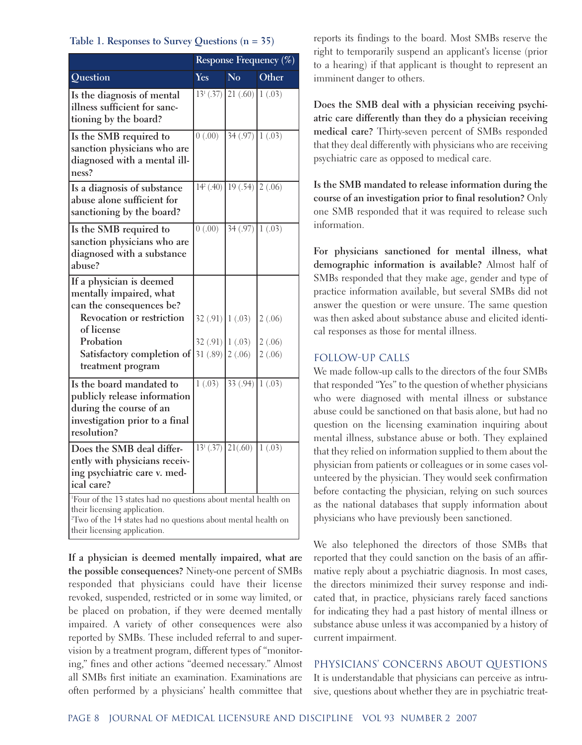**Table 1. Responses to Survey Questions (n = 35)**

| Question | Response Frequency (%) | | |
|---|---|---|---|
| | Yes | No | Other |
| Is the diagnosis of mental illness sufficient for sanctioning by the board? | 13[1] (.37) | 21 (.60) | 1 (.03) |
| Is the SMB required to sanction physicians who are diagnosed with a mental illness? | 0 (.00) | 34 (.97) | 1 (.03) |
| Is a diagnosis of substance abuse alone sufficient for sanctioning by the board? | 14[2] (.40) | 19 (.54) | 2 (.06) |
| Is the SMB required to sanction physicians who are diagnosed with a substance abuse? | 0 (.00) | 34 (.97) | 1 (.03) |
| If a physician is deemed mentally impaired, what can the consequences be? | | | |
| Revocation or restriction of license | 32 (.91) | 1 (.03) | 2 (.06) |
| Probation | 32 (.91) | 1 (.03) | 2 (.06) |
| Satisfactory completion of treatment program | 31 (.89) | 2 (.06) | 2 (.06) |
| Is the board mandated to publicly release information during the course of an investigation prior to a final resolution? | 1 (.03) | 33 (.94) | 1 (.03) |
| Does the SMB deal differently with physicians receiving psychiatric care v. medical care? | 13[1] (.37) | 21(.60) | 1 (.03) |

[1]Four of the 13 states had no questions about mental health on their licensing application.
[2]Two of the 14 states had no questions about mental health on their licensing application.

**If a physician is deemed mentally impaired, what are the possible consequences?** Ninety-one percent of SMBs responded that physicians could have their license revoked, suspended, restricted or in some way limited, or be placed on probation, if they were deemed mentally impaired. A variety of other consequences were also reported by SMBs. These included referral to and supervision by a treatment program, different types of "monitoring," fines and other actions "deemed necessary." Almost all SMBs first initiate an examination. Examinations are often performed by a physicians' health committee that reports its findings to the board. Most SMBs reserve the right to temporarily suspend an applicant's license (prior to a hearing) if that applicant is thought to represent an imminent danger to others.

**Does the SMB deal with a physician receiving psychiatric care differently than they do a physician receiving medical care?** Thirty-seven percent of SMBs responded that they deal differently with physicians who are receiving psychiatric care as opposed to medical care.

**Is the SMB mandated to release information during the course of an investigation prior to final resolution?** Only one SMB responded that it was required to release such information.

**For physicians sanctioned for mental illness, what demographic information is available?** Almost half of SMBs responded that they make age, gender and type of practice information available, but several SMBs did not answer the question or were unsure. The same question was then asked about substance abuse and elicited identical responses as those for mental illness.

## FOLLOW-UP CALLS

We made follow-up calls to the directors of the four SMBs that responded "Yes" to the question of whether physicians who were diagnosed with mental illness or substance abuse could be sanctioned on that basis alone, but had no question on the licensing examination inquiring about mental illness, substance abuse or both. They explained that they relied on information supplied to them about the physician from patients or colleagues or in some cases volunteered by the physician. They would seek confirmation before contacting the physician, relying on such sources as the national databases that supply information about physicians who have previously been sanctioned.

We also telephoned the directors of those SMBs that reported that they could sanction on the basis of an affirmative reply about a psychiatric diagnosis. In most cases, the directors minimized their survey response and indicated that, in practice, physicians rarely faced sanctions for indicating they had a past history of mental illness or substance abuse unless it was accompanied by a history of current impairment.

## PHYSICIANS' CONCERNS ABOUT QUESTIONS

It is understandable that physicians can perceive as intrusive, questions about whether they are in psychiatric treat-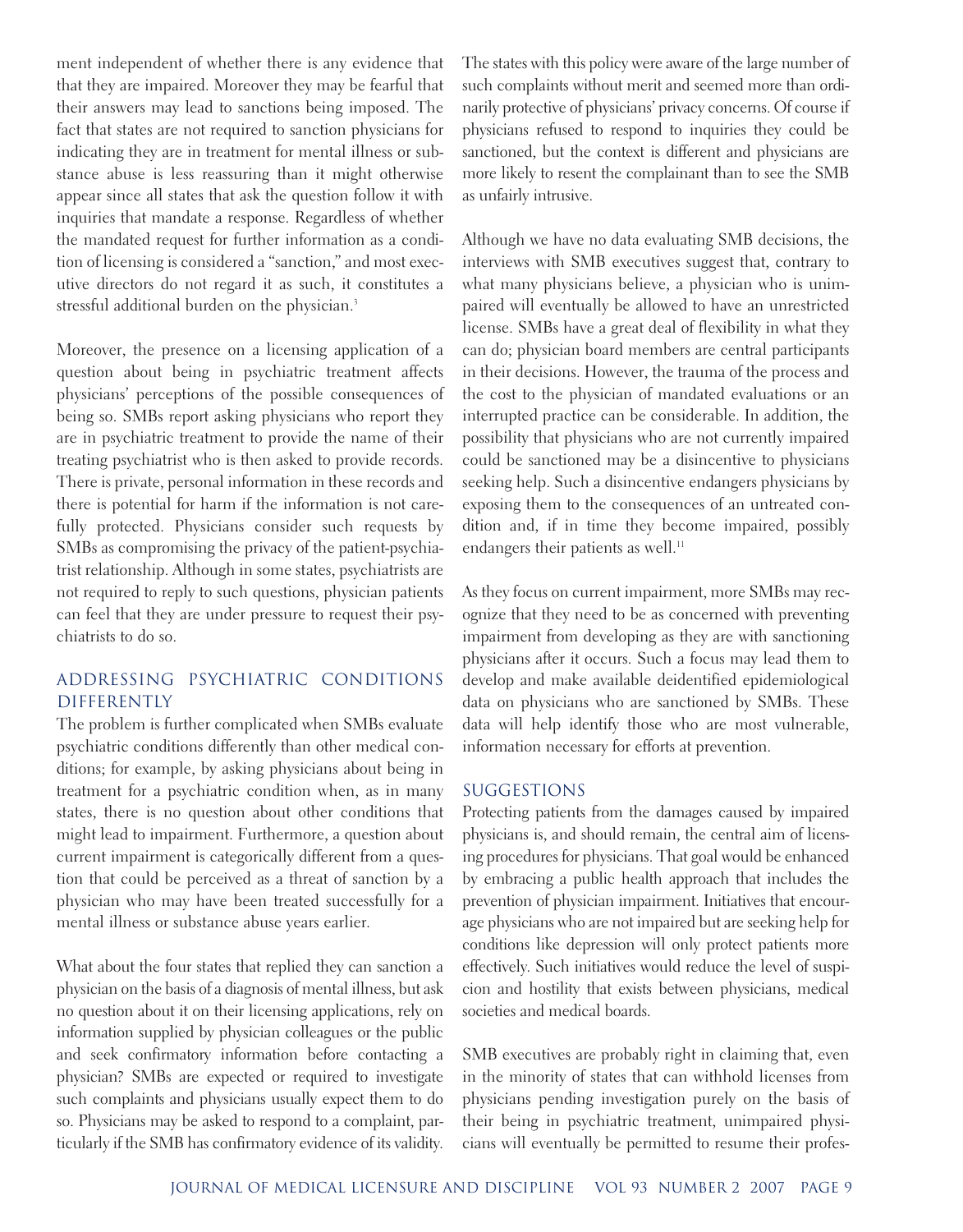ment independent of whether there is any evidence that that they are impaired. Moreover they may be fearful that their answers may lead to sanctions being imposed. The fact that states are not required to sanction physicians for indicating they are in treatment for mental illness or substance abuse is less reassuring than it might otherwise appear since all states that ask the question follow it with inquiries that mandate a response. Regardless of whether the mandated request for further information as a condition of licensing is considered a "sanction," and most executive directors do not regard it as such, it constitutes a stressful additional burden on the physician.[3]

Moreover, the presence on a licensing application of a question about being in psychiatric treatment affects physicians' perceptions of the possible consequences of being so. SMBs report asking physicians who report they are in psychiatric treatment to provide the name of their treating psychiatrist who is then asked to provide records. There is private, personal information in these records and there is potential for harm if the information is not carefully protected. Physicians consider such requests by SMBs as compromising the privacy of the patient-psychiatrist relationship. Although in some states, psychiatrists are not required to reply to such questions, physician patients can feel that they are under pressure to request their psychiatrists to do so.

## ADDRESSING PSYCHIATRIC CONDITIONS DIFFERENTLY

The problem is further complicated when SMBs evaluate psychiatric conditions differently than other medical conditions; for example, by asking physicians about being in treatment for a psychiatric condition when, as in many states, there is no question about other conditions that might lead to impairment. Furthermore, a question about current impairment is categorically different from a question that could be perceived as a threat of sanction by a physician who may have been treated successfully for a mental illness or substance abuse years earlier.

What about the four states that replied they can sanction a physician on the basis of a diagnosis of mental illness, but ask no question about it on their licensing applications, rely on information supplied by physician colleagues or the public and seek confirmatory information before contacting a physician? SMBs are expected or required to investigate such complaints and physicians usually expect them to do so. Physicians may be asked to respond to a complaint, particularly if the SMB has confirmatory evidence of its validity. The states with this policy were aware of the large number of such complaints without merit and seemed more than ordinarily protective of physicians' privacy concerns. Of course if physicians refused to respond to inquiries they could be sanctioned, but the context is different and physicians are more likely to resent the complainant than to see the SMB as unfairly intrusive.

Although we have no data evaluating SMB decisions, the interviews with SMB executives suggest that, contrary to what many physicians believe, a physician who is unimpaired will eventually be allowed to have an unrestricted license. SMBs have a great deal of flexibility in what they can do; physician board members are central participants in their decisions. However, the trauma of the process and the cost to the physician of mandated evaluations or an interrupted practice can be considerable. In addition, the possibility that physicians who are not currently impaired could be sanctioned may be a disincentive to physicians seeking help. Such a disincentive endangers physicians by exposing them to the consequences of an untreated condition and, if in time they become impaired, possibly endangers their patients as well.[11]

As they focus on current impairment, more SMBs may recognize that they need to be as concerned with preventing impairment from developing as they are with sanctioning physicians after it occurs. Such a focus may lead them to develop and make available deidentified epidemiological data on physicians who are sanctioned by SMBs. These data will help identify those who are most vulnerable, information necessary for efforts at prevention.

## SUGGESTIONS

Protecting patients from the damages caused by impaired physicians is, and should remain, the central aim of licensing procedures for physicians. That goal would be enhanced by embracing a public health approach that includes the prevention of physician impairment. Initiatives that encourage physicians who are not impaired but are seeking help for conditions like depression will only protect patients more effectively. Such initiatives would reduce the level of suspicion and hostility that exists between physicians, medical societies and medical boards.

SMB executives are probably right in claiming that, even in the minority of states that can withhold licenses from physicians pending investigation purely on the basis of their being in psychiatric treatment, unimpaired physicians will eventually be permitted to resume their profes-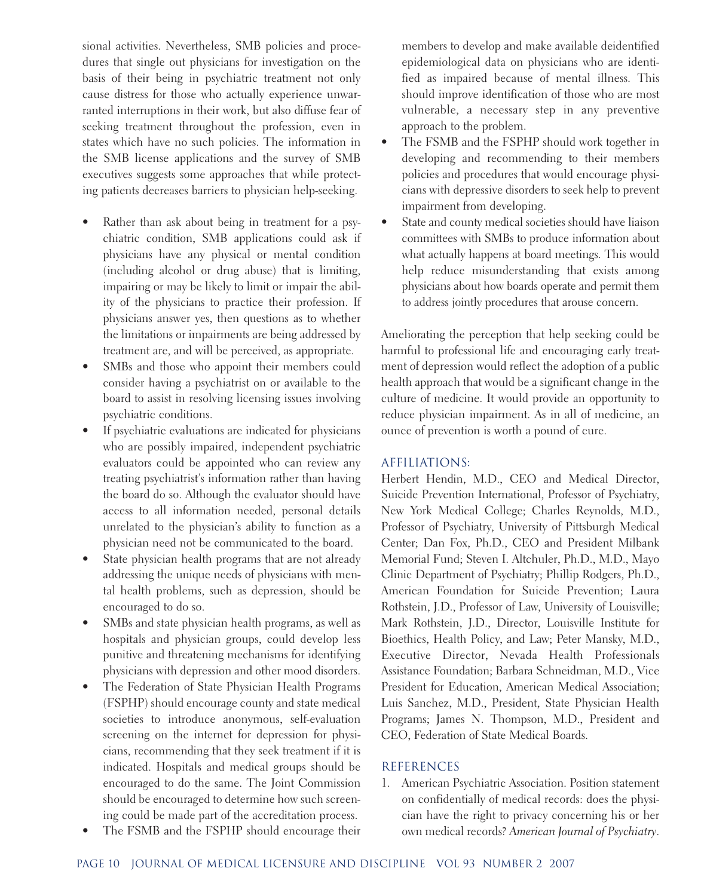sional activities. Nevertheless, SMB policies and procedures that single out physicians for investigation on the basis of their being in psychiatric treatment not only cause distress for those who actually experience unwarranted interruptions in their work, but also diffuse fear of seeking treatment throughout the profession, even in states which have no such policies. The information in the SMB license applications and the survey of SMB executives suggests some approaches that while protecting patients decreases barriers to physician help-seeking.

- Rather than ask about being in treatment for a psychiatric condition, SMB applications could ask if physicians have any physical or mental condition (including alcohol or drug abuse) that is limiting, impairing or may be likely to limit or impair the ability of the physicians to practice their profession. If physicians answer yes, then questions as to whether the limitations or impairments are being addressed by treatment are, and will be perceived, as appropriate.
- SMBs and those who appoint their members could consider having a psychiatrist on or available to the board to assist in resolving licensing issues involving psychiatric conditions.
- If psychiatric evaluations are indicated for physicians who are possibly impaired, independent psychiatric evaluators could be appointed who can review any treating psychiatrist's information rather than having the board do so. Although the evaluator should have access to all information needed, personal details unrelated to the physician's ability to function as a physician need not be communicated to the board.
- State physician health programs that are not already addressing the unique needs of physicians with mental health problems, such as depression, should be encouraged to do so.
- SMBs and state physician health programs, as well as hospitals and physician groups, could develop less punitive and threatening mechanisms for identifying physicians with depression and other mood disorders.
- The Federation of State Physician Health Programs (FSPHP) should encourage county and state medical societies to introduce anonymous, self-evaluation screening on the internet for depression for physicians, recommending that they seek treatment if it is indicated. Hospitals and medical groups should be encouraged to do the same. The Joint Commission should be encouraged to determine how such screening could be made part of the accreditation process.
- The FSMB and the FSPHP should encourage their members to develop and make available deidentified epidemiological data on physicians who are identified as impaired because of mental illness. This should improve identification of those who are most vulnerable, a necessary step in any preventive approach to the problem.
- The FSMB and the FSPHP should work together in developing and recommending to their members policies and procedures that would encourage physicians with depressive disorders to seek help to prevent impairment from developing.
- State and county medical societies should have liaison committees with SMBs to produce information about what actually happens at board meetings. This would help reduce misunderstanding that exists among physicians about how boards operate and permit them to address jointly procedures that arouse concern.

Ameliorating the perception that help seeking could be harmful to professional life and encouraging early treatment of depression would reflect the adoption of a public health approach that would be a significant change in the culture of medicine. It would provide an opportunity to reduce physician impairment. As in all of medicine, an ounce of prevention is worth a pound of cure.

## AFFILIATIONS:

Herbert Hendin, M.D., CEO and Medical Director, Suicide Prevention International, Professor of Psychiatry, New York Medical College; Charles Reynolds, M.D., Professor of Psychiatry, University of Pittsburgh Medical Center; Dan Fox, Ph.D., CEO and President Milbank Memorial Fund; Steven I. Altchuler, Ph.D., M.D., Mayo Clinic Department of Psychiatry; Phillip Rodgers, Ph.D., American Foundation for Suicide Prevention; Laura Rothstein, J.D., Professor of Law, University of Louisville; Mark Rothstein, J.D., Director, Louisville Institute for Bioethics, Health Policy, and Law; Peter Mansky, M.D., Executive Director, Nevada Health Professionals Assistance Foundation; Barbara Schneidman, M.D., Vice President for Education, American Medical Association; Luis Sanchez, M.D., President, State Physician Health Programs; James N. Thompson, M.D., President and CEO, Federation of State Medical Boards.

## REFERENCES

1. American Psychiatric Association. Position statement on confidentially of medical records: does the physician have the right to privacy concerning his or her own medical records? *American Journal of Psychiatry*.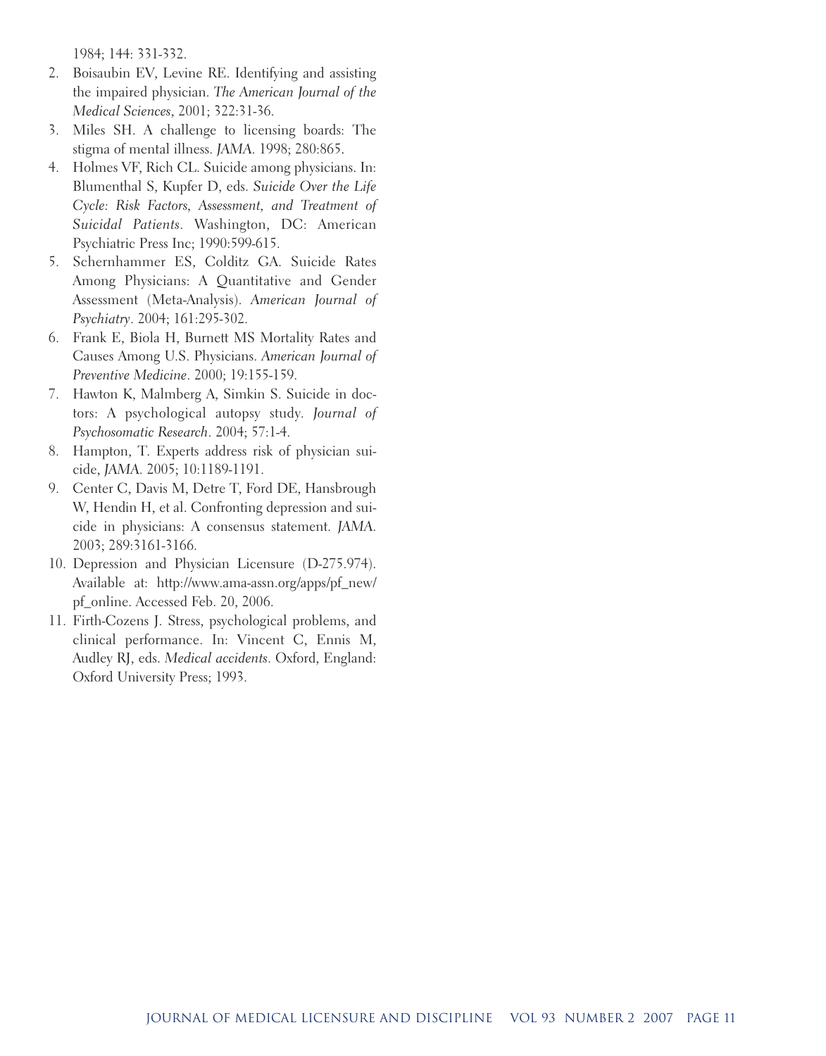1984; 144: 331-332.

2. Boisaubin EV, Levine RE. Identifying and assisting the impaired physician. *The American Journal of the Medical Sciences*, 2001; 322:31-36.
3. Miles SH. A challenge to licensing boards: The stigma of mental illness. *JAMA*. 1998; 280:865.
4. Holmes VF, Rich CL. Suicide among physicians. In: Blumenthal S, Kupfer D, eds. *Suicide Over the Life Cycle: Risk Factors, Assessment, and Treatment of Suicidal Patients*. Washington, DC: American Psychiatric Press Inc; 1990:599-615.
5. Schernhammer ES, Colditz GA. Suicide Rates Among Physicians: A Quantitative and Gender Assessment (Meta-Analysis). *American Journal of Psychiatry*. 2004; 161:295-302.
6. Frank E, Biola H, Burnett MS Mortality Rates and Causes Among U.S. Physicians. *American Journal of Preventive Medicine*. 2000; 19:155-159.
7. Hawton K, Malmberg A, Simkin S. Suicide in doctors: A psychological autopsy study. *Journal of Psychosomatic Research*. 2004; 57:1-4.
8. Hampton, T. Experts address risk of physician suicide, *JAMA*. 2005; 10:1189-1191.
9. Center C, Davis M, Detre T, Ford DE, Hansbrough W, Hendin H, et al. Confronting depression and suicide in physicians: A consensus statement. *JAMA*. 2003; 289:3161-3166.
10. Depression and Physician Licensure (D-275.974). Available at: http://www.ama-assn.org/apps/pf_new/pf_online. Accessed Feb. 20, 2006.
11. Firth-Cozens J. Stress, psychological problems, and clinical performance. In: Vincent C, Ennis M, Audley RJ, eds. *Medical accidents*. Oxford, England: Oxford University Press; 1993.